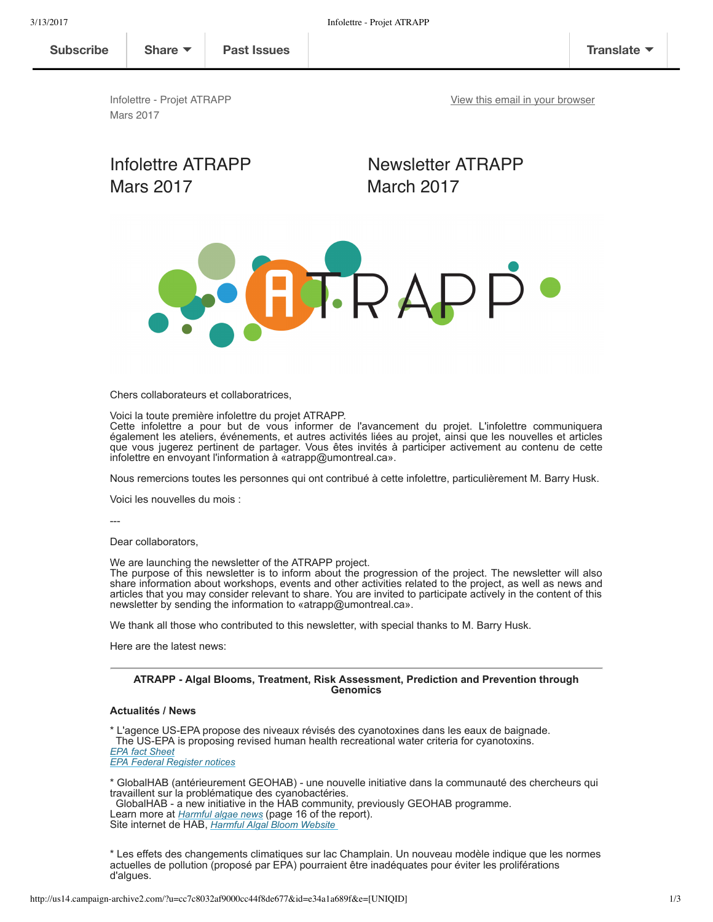Subscribe | Share | Past Issues | Translate

Infolettre - Projet ATRAPP
Mars 2017

View this email in your browser

# Infolettre ATRAPP Mars 2017

# Newsletter ATRAPP March 2017

Chers collaborateurs et collaboratrices,

Voici la toute première infolettre du projet ATRAPP.
Cette infolettre a pour but de vous informer de l'avancement du projet. L'infolettre communiquera également les ateliers, événements, et autres activités liées au projet, ainsi que les nouvelles et articles que vous jugerez pertinent de partager. Vous êtes invités à participer activement au contenu de cette infolettre en envoyant l'information à «atrapp@umontreal.ca».

Nous remercions toutes les personnes qui ont contribué à cette infolettre, particulièrement M. Barry Husk.

Voici les nouvelles du mois :

---

Dear collaborators,

We are launching the newsletter of the ATRAPP project.
The purpose of this newsletter is to inform about the progression of the project. The newsletter will also share information about workshops, events and other activities related to the project, as well as news and articles that you may consider relevant to share. You are invited to participate actively in the content of this newsletter by sending the information to «atrapp@umontreal.ca».

We thank all those who contributed to this newsletter, with special thanks to M. Barry Husk.

Here are the latest news:

---

**ATRAPP - Algal Blooms, Treatment, Risk Assessment, Prediction and Prevention through Genomics**

**Actualités / News**

* L'agence US-EPA propose des niveaux révisés des cyanotoxines dans les eaux de baignade.
The US-EPA is proposing revised human health recreational water criteria for cyanotoxins.
*EPA fact Sheet*
*EPA Federal Register notices*

* GlobalHAB (antérieurement GEOHAB) - une nouvelle initiative dans la communauté des chercheurs qui travaillent sur la problématique des cyanobactéries.
GlobalHAB - a new initiative in the HAB community, previously GEOHAB programme.
Learn more at *Harmful algae news* (page 16 of the report).
Site internet de HAB, *Harmful Algal Bloom Website*

* Les effets des changements climatiques sur lac Champlain. Un nouveau modèle indique que les normes actuelles de pollution (proposé par EPA) pourraient être inadéquates pour éviter les proliférations d'algues.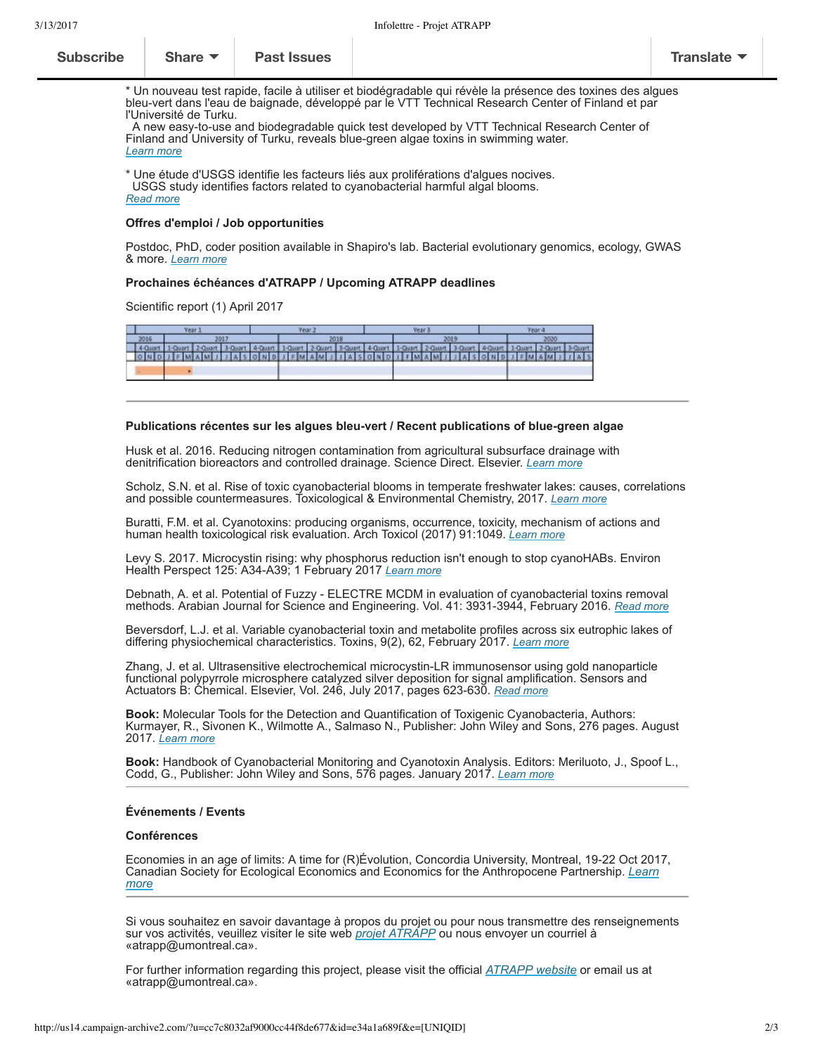* Un nouveau test rapide, facile à utiliser et biodégradable qui révèle la présence des toxines des algues bleu-vert dans l'eau de baignade, développé par le VTT Technical Research Center of Finland et par l'Université de Turku.
A new easy-to-use and biodegradable quick test developed by VTT Technical Research Center of Finland and University of Turku, reveals blue-green algae toxins in swimming water.
[Learn more]

* Une étude d'USGS identifie les facteurs liés aux proliférations d'algues nocives.
USGS study identifies factors related to cyanobacterial harmful algal blooms.
[Read more]

**Offres d'emploi / Job opportunities**

Postdoc, PhD, coder position available in Shapiro's lab. Bacterial evolutionary genomics, ecology, GWAS & more. [Learn more]

**Prochaines échéances d'ATRAPP / Upcoming ATRAPP deadlines**

Scientific report (1) April 2017

| Year 1 | | | | | Year 2 | | | | Year 3 | | | | Year 4 | | |
|---|---|---|---|---|---|---|---|---|---|---|---|---|---|---|---|
| 2016 | 2017 | | | | 2018 | | | | 2019 | | | | 2020 | | |
| 4-Quart | 1-Quart | 2-Quart | 3-Quart | 4-Quart | 1-Quart | 2-Quart | 3-Quart | 4-Quart | 1-Quart | 2-Quart | 3-Quart | 4-Quart | 1-Quart | 2-Quart | 3-Quart |
| O N D | J F M | A M J | J A S | O N D | J F M | A M J | J A S | O N D | J F M | A M J | J A S | O N D | J F M | A M J | J A S |

---

**Publications récentes sur les algues bleu-vert / Recent publications of blue-green algae**

Husk et al. 2016. Reducing nitrogen contamination from agricultural subsurface drainage with denitrification bioreactors and controlled drainage. Science Direct. Elsevier. [Learn more]

Scholz, S.N. et al. Rise of toxic cyanobacterial blooms in temperate freshwater lakes: causes, correlations and possible countermeasures. Toxicological & Environmental Chemistry, 2017. [Learn more]

Buratti, F.M. et al. Cyanotoxins: producing organisms, occurrence, toxicity, mechanism of actions and human health toxicological risk evaluation. Arch Toxicol (2017) 91:1049. [Learn more]

Levy S. 2017. Microcystin rising: why phosphorus reduction isn't enough to stop cyanoHABs. Environ Health Perspect 125: A34-A39; 1 February 2017 [Learn more]

Debnath, A. et al. Potential of Fuzzy - ELECTRE MCDM in evaluation of cyanobacterial toxins removal methods. Arabian Journal for Science and Engineering. Vol. 41: 3931-3944, February 2016. [Read more]

Beversdorf, L.J. et al. Variable cyanobacterial toxin and metabolite profiles across six eutrophic lakes of differing physiochemical characteristics. Toxins, 9(2), 62, February 2017. [Learn more]

Zhang, J. et al. Ultrasensitive electrochemical microcystin-LR immunosensor using gold nanoparticle functional polypyrrole microsphere catalyzed silver deposition for signal amplification. Sensors and Actuators B: Chemical. Elsevier, Vol. 246, July 2017, pages 623-630. [Read more]

**Book:** Molecular Tools for the Detection and Quantification of Toxigenic Cyanobacteria, Authors: Kurmayer, R., Sivonen K., Wilmotte A., Salmaso N., Publisher: John Wiley and Sons, 276 pages. August 2017. [Learn more]

**Book:** Handbook of Cyanobacterial Monitoring and Cyanotoxin Analysis. Editors: Meriluoto, J., Spoof L., Codd, G., Publisher: John Wiley and Sons, 576 pages. January 2017. [Learn more]

---

**Événements / Events**

**Conférences**

Economies in an age of limits: A time for (R)Évolution, Concordia University, Montreal, 19-22 Oct 2017, Canadian Society for Ecological Economics and Economics for the Anthropocene Partnership. [Learn more]

---

Si vous souhaitez en savoir davantage à propos du projet ou pour nous transmettre des renseignements sur vos activités, veuillez visiter le site web [projet ATRAPP] ou nous envoyer un courriel à «atrapp@umontreal.ca».

For further information regarding this project, please visit the official [ATRAPP website] or email us at «atrapp@umontreal.ca».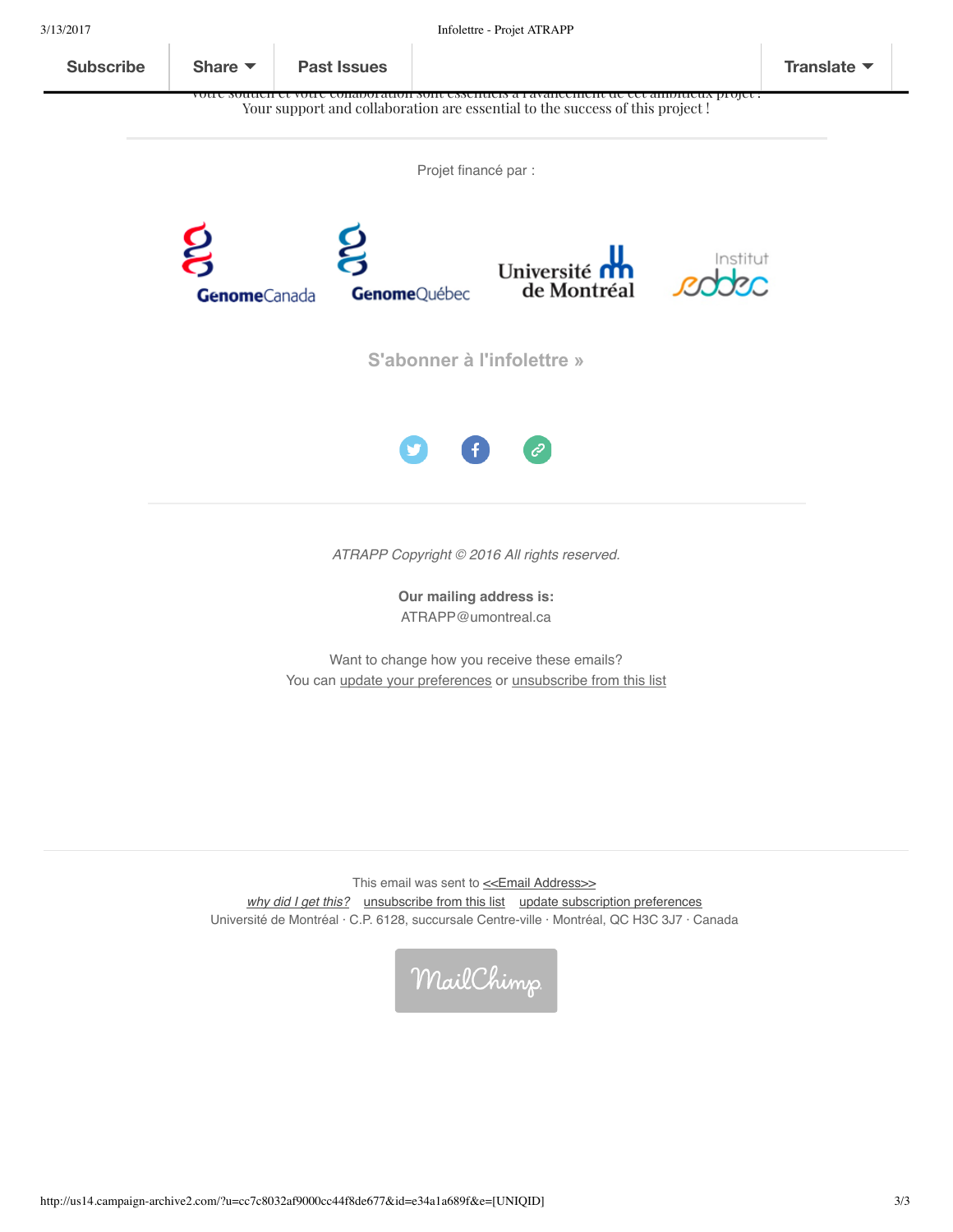Subscribe | Share | Past Issues | Translate

Votre soutien et votre collaboration sont essentiels à l'avancement de cet ambitieux projet !
Your support and collaboration are essential to the success of this project !

Projet financé par :

GenomeCanada GenomeQuébec Université de Montréal Institut sobbec

S'abonner à l'infolettre »

*ATRAPP Copyright © 2016 All rights reserved.*

**Our mailing address is:**
ATRAPP@umontreal.ca

Want to change how you receive these emails?
You can update your preferences or unsubscribe from this list

This email was sent to <<Email Address>>
*why did I get this?* unsubscribe from this list update subscription preferences
Université de Montréal · C.P. 6128, succursale Centre-ville · Montréal, QC H3C 3J7 · Canada

MailChimp